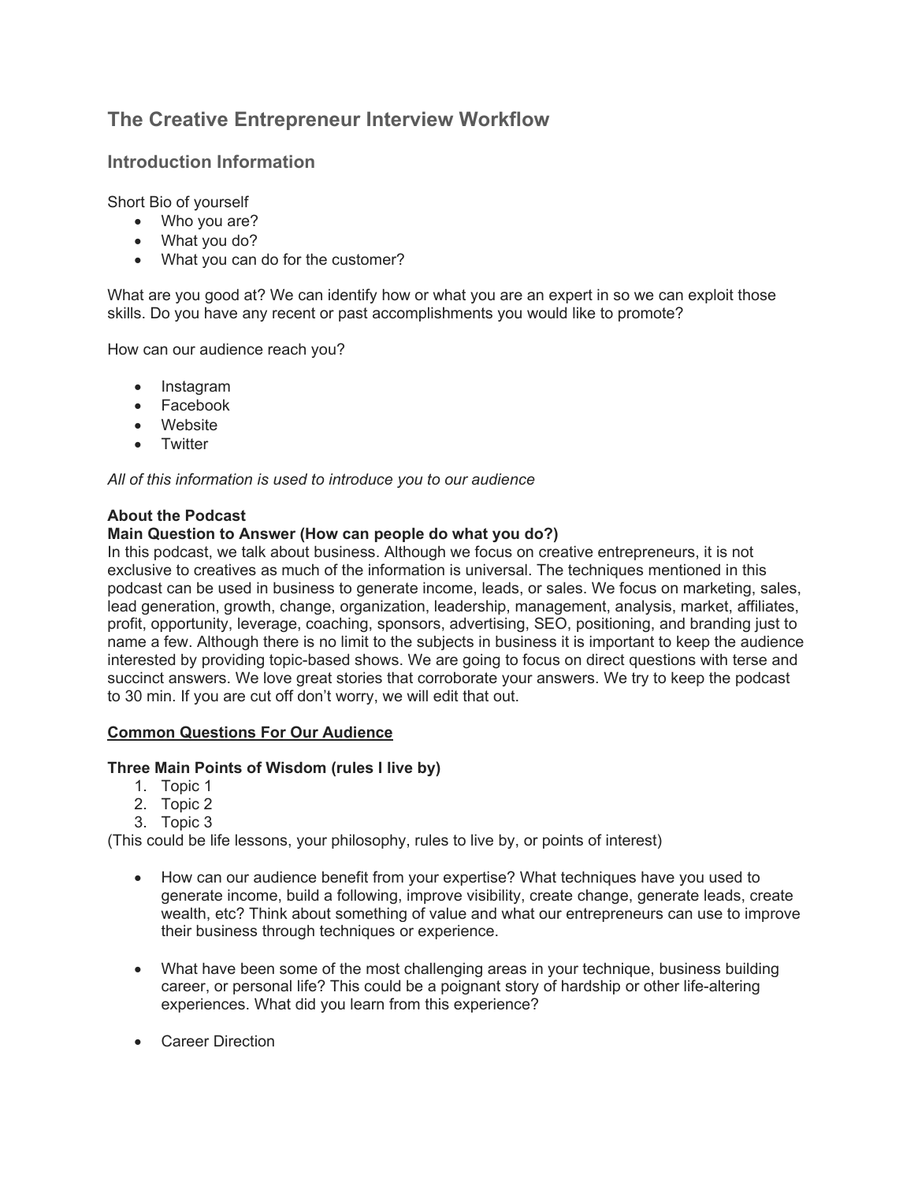# The Creative Entrepreneur Interview Workflow

## Introduction Information

Short Bio of yourself

- Who you are?
- What you do?
- What you can do for the customer?

What are you good at? We can identify how or what you are an expert in so we can exploit those skills. Do you have any recent or past accomplishments you would like to promote?

How can our audience reach you?

- Instagram
- Facebook
- Website
- Twitter

*All of this information is used to introduce you to our audience*

**About the Podcast**

**Main Question to Answer (How can people do what you do?)**

In this podcast, we talk about business. Although we focus on creative entrepreneurs, it is not exclusive to creatives as much of the information is universal. The techniques mentioned in this podcast can be used in business to generate income, leads, or sales. We focus on marketing, sales, lead generation, growth, change, organization, leadership, management, analysis, market, affiliates, profit, opportunity, leverage, coaching, sponsors, advertising, SEO, positioning, and branding just to name a few. Although there is no limit to the subjects in business it is important to keep the audience interested by providing topic-based shows. We are going to focus on direct questions with terse and succinct answers. We love great stories that corroborate your answers. We try to keep the podcast to 30 min. If you are cut off don't worry, we will edit that out.

**<u>Common Questions For Our Audience</u>**

**Three Main Points of Wisdom (rules I live by)**

1. Topic 1
2. Topic 2
3. Topic 3

(This could be life lessons, your philosophy, rules to live by, or points of interest)

- How can our audience benefit from your expertise? What techniques have you used to generate income, build a following, improve visibility, create change, generate leads, create wealth, etc? Think about something of value and what our entrepreneurs can use to improve their business through techniques or experience.

- What have been some of the most challenging areas in your technique, business building career, or personal life? This could be a poignant story of hardship or other life-altering experiences. What did you learn from this experience?

- Career Direction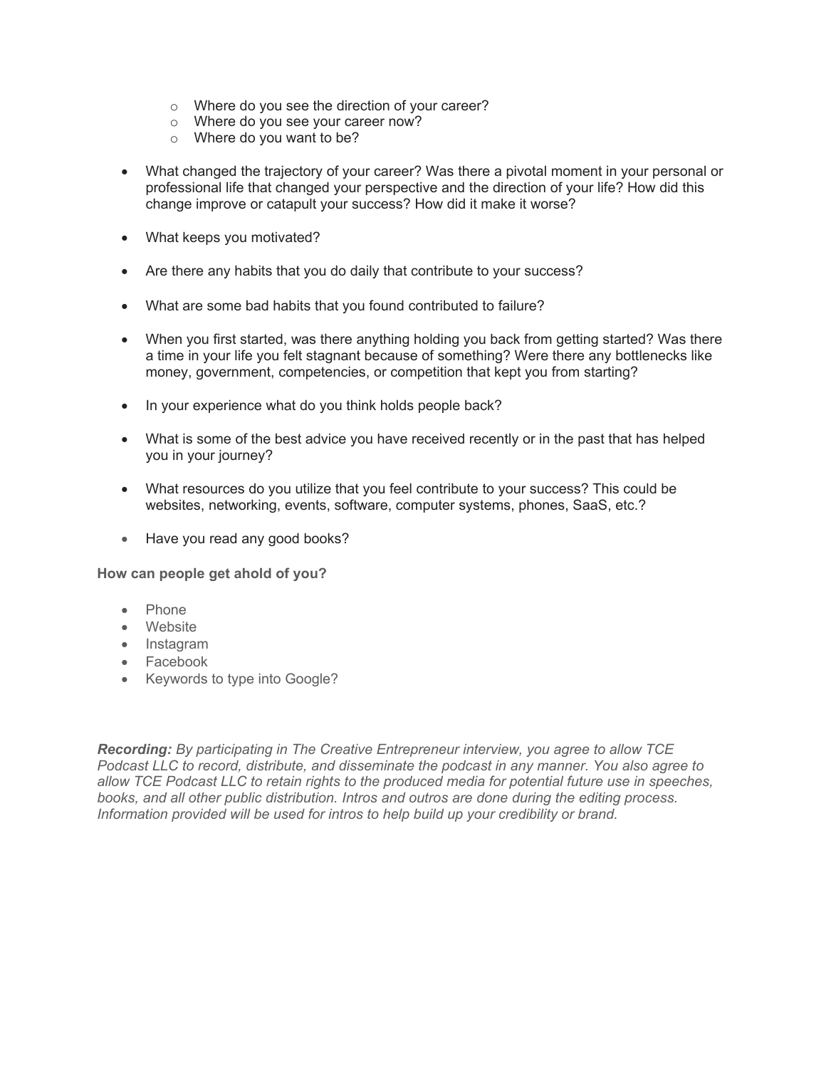- Where do you see the direction of your career?
  - Where do you see your career now?
  - Where do you want to be?

- What changed the trajectory of your career? Was there a pivotal moment in your personal or professional life that changed your perspective and the direction of your life? How did this change improve or catapult your success? How did it make it worse?

- What keeps you motivated?

- Are there any habits that you do daily that contribute to your success?

- What are some bad habits that you found contributed to failure?

- When you first started, was there anything holding you back from getting started? Was there a time in your life you felt stagnant because of something? Were there any bottlenecks like money, government, competencies, or competition that kept you from starting?

- In your experience what do you think holds people back?

- What is some of the best advice you have received recently or in the past that has helped you in your journey?

- What resources do you utilize that you feel contribute to your success? This could be websites, networking, events, software, computer systems, phones, SaaS, etc.?

- Have you read any good books?

**How can people get ahold of you?**

- Phone
- Website
- Instagram
- Facebook
- Keywords to type into Google?

***Recording:*** *By participating in The Creative Entrepreneur interview, you agree to allow TCE Podcast LLC to record, distribute, and disseminate the podcast in any manner. You also agree to allow TCE Podcast LLC to retain rights to the produced media for potential future use in speeches, books, and all other public distribution. Intros and outros are done during the editing process. Information provided will be used for intros to help build up your credibility or brand.*